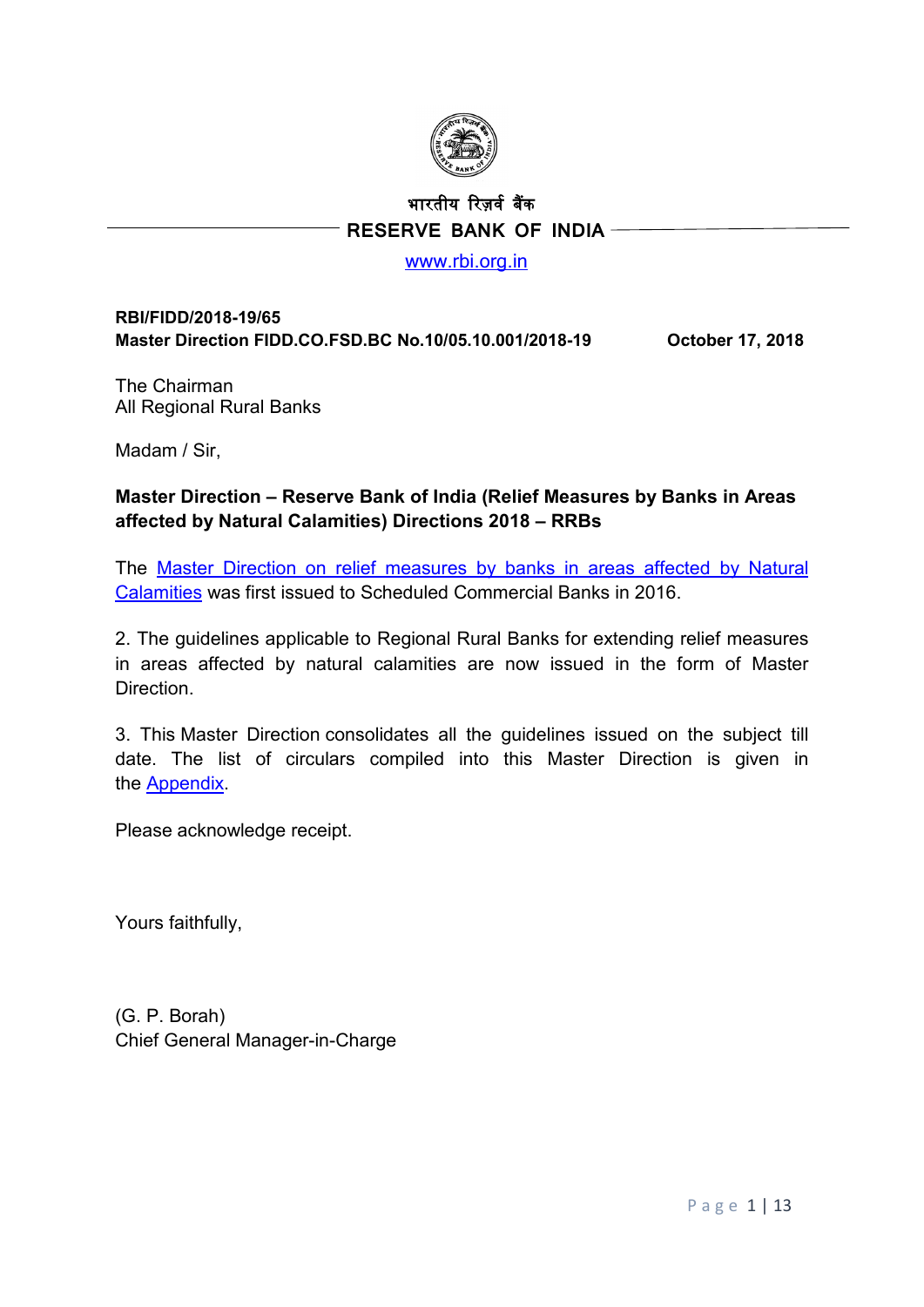भारतीय रिज़र्व बैंक

RESERVE BANK OF INDIA

www.rbi.org.in

**RBI/FIDD/2018-19/65**
**Master Direction FIDD.CO.FSD.BC No.10/05.10.001/2018-19** **October 17, 2018**

The Chairman
All Regional Rural Banks

Madam / Sir,

**Master Direction – Reserve Bank of India (Relief Measures by Banks in Areas affected by Natural Calamities) Directions 2018 – RRBs**

The Master Direction on relief measures by banks in areas affected by Natural Calamities was first issued to Scheduled Commercial Banks in 2016.

2. The guidelines applicable to Regional Rural Banks for extending relief measures in areas affected by natural calamities are now issued in the form of Master Direction.

3. This Master Direction consolidates all the guidelines issued on the subject till date. The list of circulars compiled into this Master Direction is given in the Appendix.

Please acknowledge receipt.

Yours faithfully,

(G. P. Borah)
Chief General Manager-in-Charge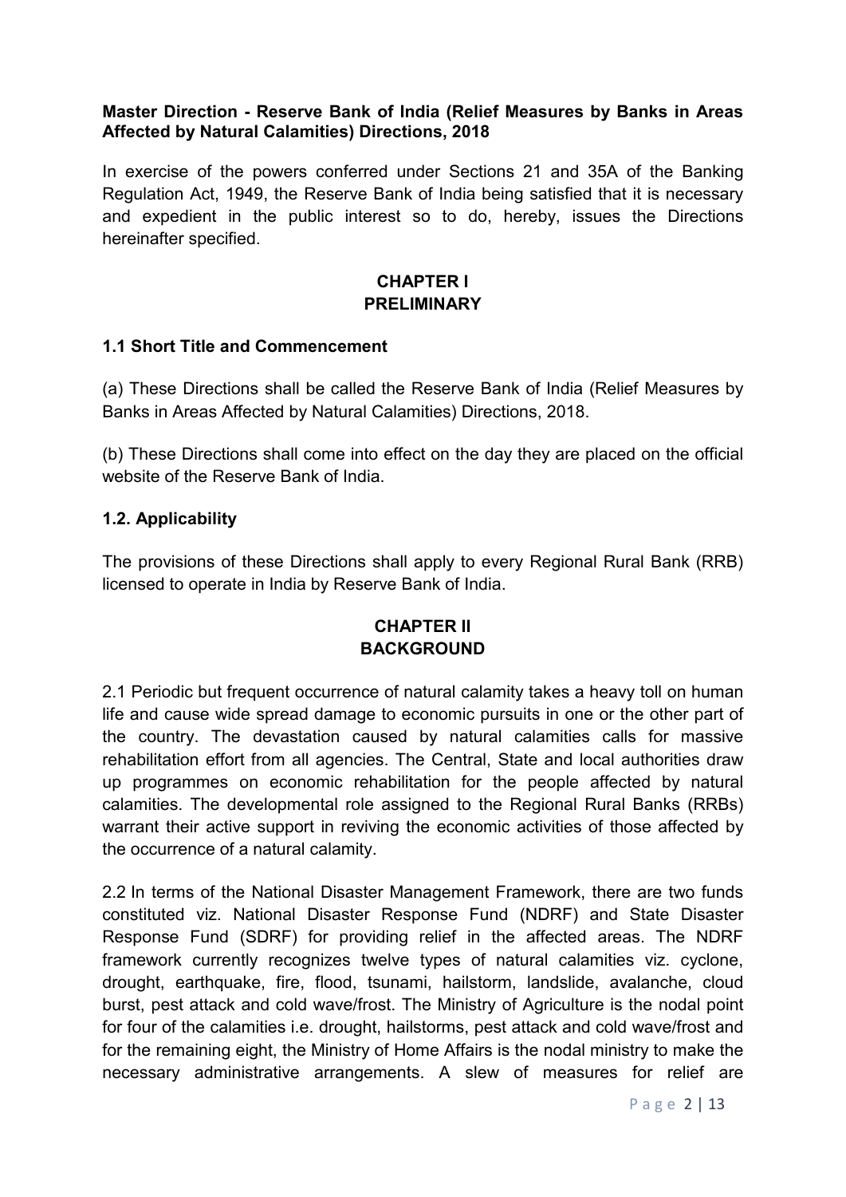**Master Direction - Reserve Bank of India (Relief Measures by Banks in Areas Affected by Natural Calamities) Directions, 2018**

In exercise of the powers conferred under Sections 21 and 35A of the Banking Regulation Act, 1949, the Reserve Bank of India being satisfied that it is necessary and expedient in the public interest so to do, hereby, issues the Directions hereinafter specified.

## CHAPTER I
## PRELIMINARY

### 1.1 Short Title and Commencement

(a) These Directions shall be called the Reserve Bank of India (Relief Measures by Banks in Areas Affected by Natural Calamities) Directions, 2018.

(b) These Directions shall come into effect on the day they are placed on the official website of the Reserve Bank of India.

### 1.2. Applicability

The provisions of these Directions shall apply to every Regional Rural Bank (RRB) licensed to operate in India by Reserve Bank of India.

## CHAPTER II
## BACKGROUND

2.1 Periodic but frequent occurrence of natural calamity takes a heavy toll on human life and cause wide spread damage to economic pursuits in one or the other part of the country. The devastation caused by natural calamities calls for massive rehabilitation effort from all agencies. The Central, State and local authorities draw up programmes on economic rehabilitation for the people affected by natural calamities. The developmental role assigned to the Regional Rural Banks (RRBs) warrant their active support in reviving the economic activities of those affected by the occurrence of a natural calamity.

2.2 In terms of the National Disaster Management Framework, there are two funds constituted viz. National Disaster Response Fund (NDRF) and State Disaster Response Fund (SDRF) for providing relief in the affected areas. The NDRF framework currently recognizes twelve types of natural calamities viz. cyclone, drought, earthquake, fire, flood, tsunami, hailstorm, landslide, avalanche, cloud burst, pest attack and cold wave/frost. The Ministry of Agriculture is the nodal point for four of the calamities i.e. drought, hailstorms, pest attack and cold wave/frost and for the remaining eight, the Ministry of Home Affairs is the nodal ministry to make the necessary administrative arrangements. A slew of measures for relief are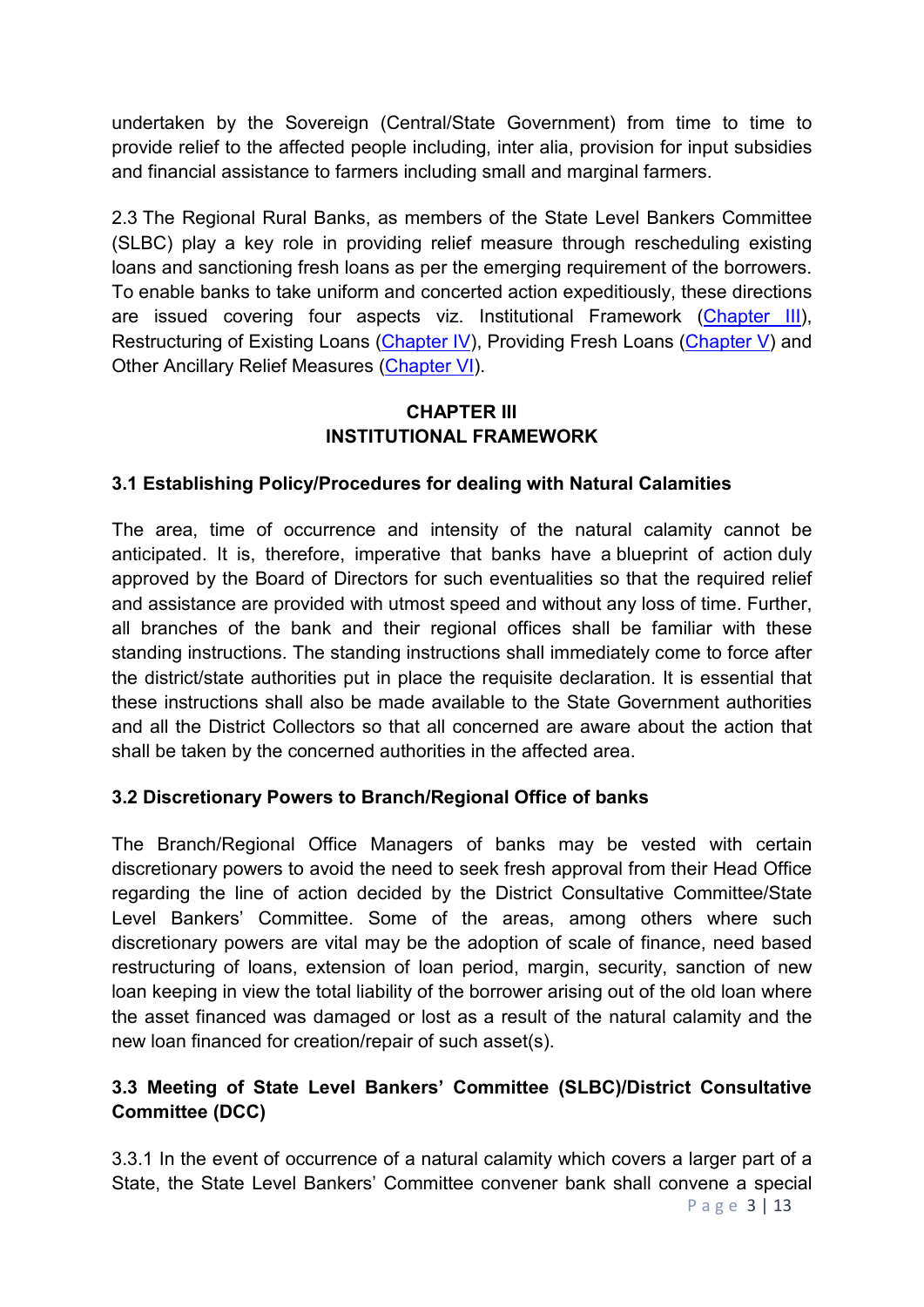undertaken by the Sovereign (Central/State Government) from time to time to provide relief to the affected people including, inter alia, provision for input subsidies and financial assistance to farmers including small and marginal farmers.

2.3 The Regional Rural Banks, as members of the State Level Bankers Committee (SLBC) play a key role in providing relief measure through rescheduling existing loans and sanctioning fresh loans as per the emerging requirement of the borrowers. To enable banks to take uniform and concerted action expeditiously, these directions are issued covering four aspects viz. Institutional Framework (Chapter III), Restructuring of Existing Loans (Chapter IV), Providing Fresh Loans (Chapter V) and Other Ancillary Relief Measures (Chapter VI).

## CHAPTER III
## INSTITUTIONAL FRAMEWORK

### 3.1 Establishing Policy/Procedures for dealing with Natural Calamities

The area, time of occurrence and intensity of the natural calamity cannot be anticipated. It is, therefore, imperative that banks have a blueprint of action duly approved by the Board of Directors for such eventualities so that the required relief and assistance are provided with utmost speed and without any loss of time. Further, all branches of the bank and their regional offices shall be familiar with these standing instructions. The standing instructions shall immediately come to force after the district/state authorities put in place the requisite declaration. It is essential that these instructions shall also be made available to the State Government authorities and all the District Collectors so that all concerned are aware about the action that shall be taken by the concerned authorities in the affected area.

### 3.2 Discretionary Powers to Branch/Regional Office of banks

The Branch/Regional Office Managers of banks may be vested with certain discretionary powers to avoid the need to seek fresh approval from their Head Office regarding the line of action decided by the District Consultative Committee/State Level Bankers' Committee. Some of the areas, among others where such discretionary powers are vital may be the adoption of scale of finance, need based restructuring of loans, extension of loan period, margin, security, sanction of new loan keeping in view the total liability of the borrower arising out of the old loan where the asset financed was damaged or lost as a result of the natural calamity and the new loan financed for creation/repair of such asset(s).

### 3.3 Meeting of State Level Bankers' Committee (SLBC)/District Consultative Committee (DCC)

3.3.1 In the event of occurrence of a natural calamity which covers a larger part of a State, the State Level Bankers' Committee convener bank shall convene a special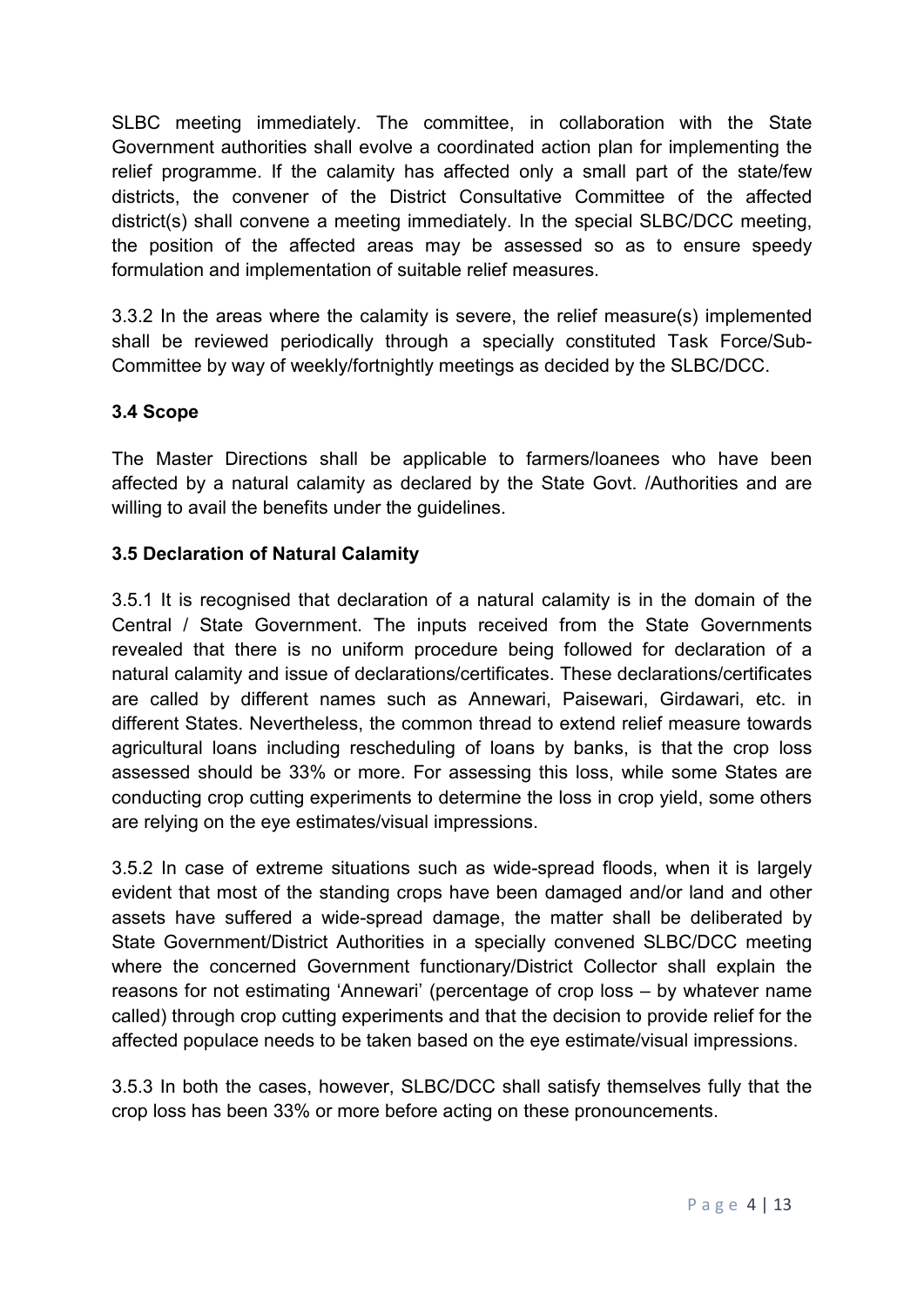SLBC meeting immediately. The committee, in collaboration with the State Government authorities shall evolve a coordinated action plan for implementing the relief programme. If the calamity has affected only a small part of the state/few districts, the convener of the District Consultative Committee of the affected district(s) shall convene a meeting immediately. In the special SLBC/DCC meeting, the position of the affected areas may be assessed so as to ensure speedy formulation and implementation of suitable relief measures.

3.3.2 In the areas where the calamity is severe, the relief measure(s) implemented shall be reviewed periodically through a specially constituted Task Force/Sub-Committee by way of weekly/fortnightly meetings as decided by the SLBC/DCC.

### 3.4 Scope

The Master Directions shall be applicable to farmers/loanees who have been affected by a natural calamity as declared by the State Govt. /Authorities and are willing to avail the benefits under the guidelines.

### 3.5 Declaration of Natural Calamity

3.5.1 It is recognised that declaration of a natural calamity is in the domain of the Central / State Government. The inputs received from the State Governments revealed that there is no uniform procedure being followed for declaration of a natural calamity and issue of declarations/certificates. These declarations/certificates are called by different names such as Annewari, Paisewari, Girdawari, etc. in different States. Nevertheless, the common thread to extend relief measure towards agricultural loans including rescheduling of loans by banks, is that the crop loss assessed should be 33% or more. For assessing this loss, while some States are conducting crop cutting experiments to determine the loss in crop yield, some others are relying on the eye estimates/visual impressions.

3.5.2 In case of extreme situations such as wide-spread floods, when it is largely evident that most of the standing crops have been damaged and/or land and other assets have suffered a wide-spread damage, the matter shall be deliberated by State Government/District Authorities in a specially convened SLBC/DCC meeting where the concerned Government functionary/District Collector shall explain the reasons for not estimating 'Annewari' (percentage of crop loss – by whatever name called) through crop cutting experiments and that the decision to provide relief for the affected populace needs to be taken based on the eye estimate/visual impressions.

3.5.3 In both the cases, however, SLBC/DCC shall satisfy themselves fully that the crop loss has been 33% or more before acting on these pronouncements.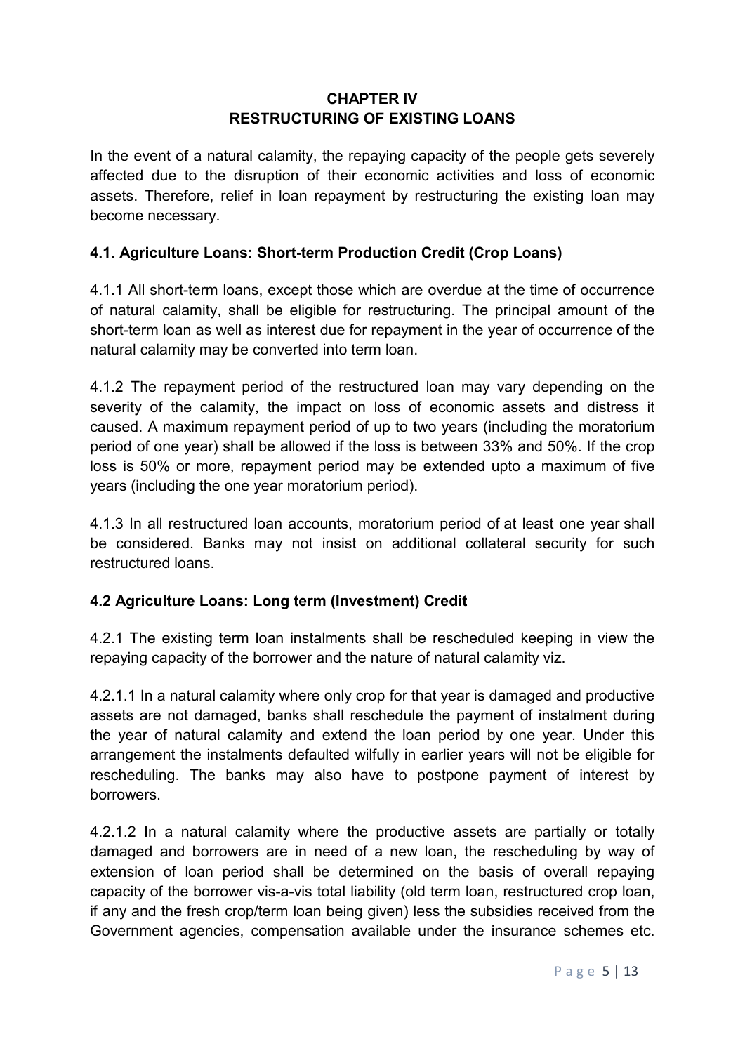## CHAPTER IV
## RESTRUCTURING OF EXISTING LOANS

In the event of a natural calamity, the repaying capacity of the people gets severely affected due to the disruption of their economic activities and loss of economic assets. Therefore, relief in loan repayment by restructuring the existing loan may become necessary.

### 4.1. Agriculture Loans: Short-term Production Credit (Crop Loans)

4.1.1 All short-term loans, except those which are overdue at the time of occurrence of natural calamity, shall be eligible for restructuring. The principal amount of the short-term loan as well as interest due for repayment in the year of occurrence of the natural calamity may be converted into term loan.

4.1.2 The repayment period of the restructured loan may vary depending on the severity of the calamity, the impact on loss of economic assets and distress it caused. A maximum repayment period of up to two years (including the moratorium period of one year) shall be allowed if the loss is between 33% and 50%. If the crop loss is 50% or more, repayment period may be extended upto a maximum of five years (including the one year moratorium period).

4.1.3 In all restructured loan accounts, moratorium period of at least one year shall be considered. Banks may not insist on additional collateral security for such restructured loans.

### 4.2 Agriculture Loans: Long term (Investment) Credit

4.2.1 The existing term loan instalments shall be rescheduled keeping in view the repaying capacity of the borrower and the nature of natural calamity viz.

4.2.1.1 In a natural calamity where only crop for that year is damaged and productive assets are not damaged, banks shall reschedule the payment of instalment during the year of natural calamity and extend the loan period by one year. Under this arrangement the instalments defaulted wilfully in earlier years will not be eligible for rescheduling. The banks may also have to postpone payment of interest by borrowers.

4.2.1.2 In a natural calamity where the productive assets are partially or totally damaged and borrowers are in need of a new loan, the rescheduling by way of extension of loan period shall be determined on the basis of overall repaying capacity of the borrower vis-a-vis total liability (old term loan, restructured crop loan, if any and the fresh crop/term loan being given) less the subsidies received from the Government agencies, compensation available under the insurance schemes etc.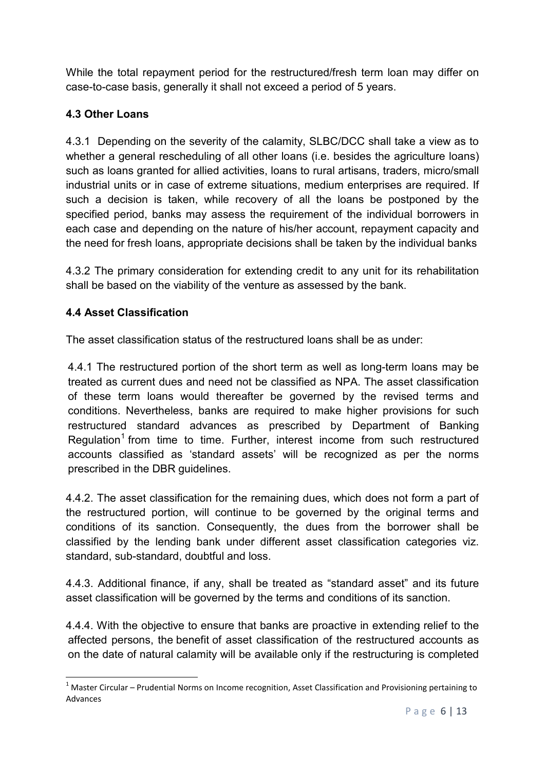While the total repayment period for the restructured/fresh term loan may differ on case-to-case basis, generally it shall not exceed a period of 5 years.

### 4.3 Other Loans

4.3.1 Depending on the severity of the calamity, SLBC/DCC shall take a view as to whether a general rescheduling of all other loans (i.e. besides the agriculture loans) such as loans granted for allied activities, loans to rural artisans, traders, micro/small industrial units or in case of extreme situations, medium enterprises are required. If such a decision is taken, while recovery of all the loans be postponed by the specified period, banks may assess the requirement of the individual borrowers in each case and depending on the nature of his/her account, repayment capacity and the need for fresh loans, appropriate decisions shall be taken by the individual banks

4.3.2 The primary consideration for extending credit to any unit for its rehabilitation shall be based on the viability of the venture as assessed by the bank.

### 4.4 Asset Classification

The asset classification status of the restructured loans shall be as under:

4.4.1 The restructured portion of the short term as well as long-term loans may be treated as current dues and need not be classified as NPA. The asset classification of these term loans would thereafter be governed by the revised terms and conditions. Nevertheless, banks are required to make higher provisions for such restructured standard advances as prescribed by Department of Banking Regulation[1] from time to time. Further, interest income from such restructured accounts classified as 'standard assets' will be recognized as per the norms prescribed in the DBR guidelines.

4.4.2. The asset classification for the remaining dues, which does not form a part of the restructured portion, will continue to be governed by the original terms and conditions of its sanction. Consequently, the dues from the borrower shall be classified by the lending bank under different asset classification categories viz. standard, sub-standard, doubtful and loss.

4.4.3. Additional finance, if any, shall be treated as "standard asset" and its future asset classification will be governed by the terms and conditions of its sanction.

4.4.4. With the objective to ensure that banks are proactive in extending relief to the affected persons, the benefit of asset classification of the restructured accounts as on the date of natural calamity will be available only if the restructuring is completed

---

[1] Master Circular – Prudential Norms on Income recognition, Asset Classification and Provisioning pertaining to Advances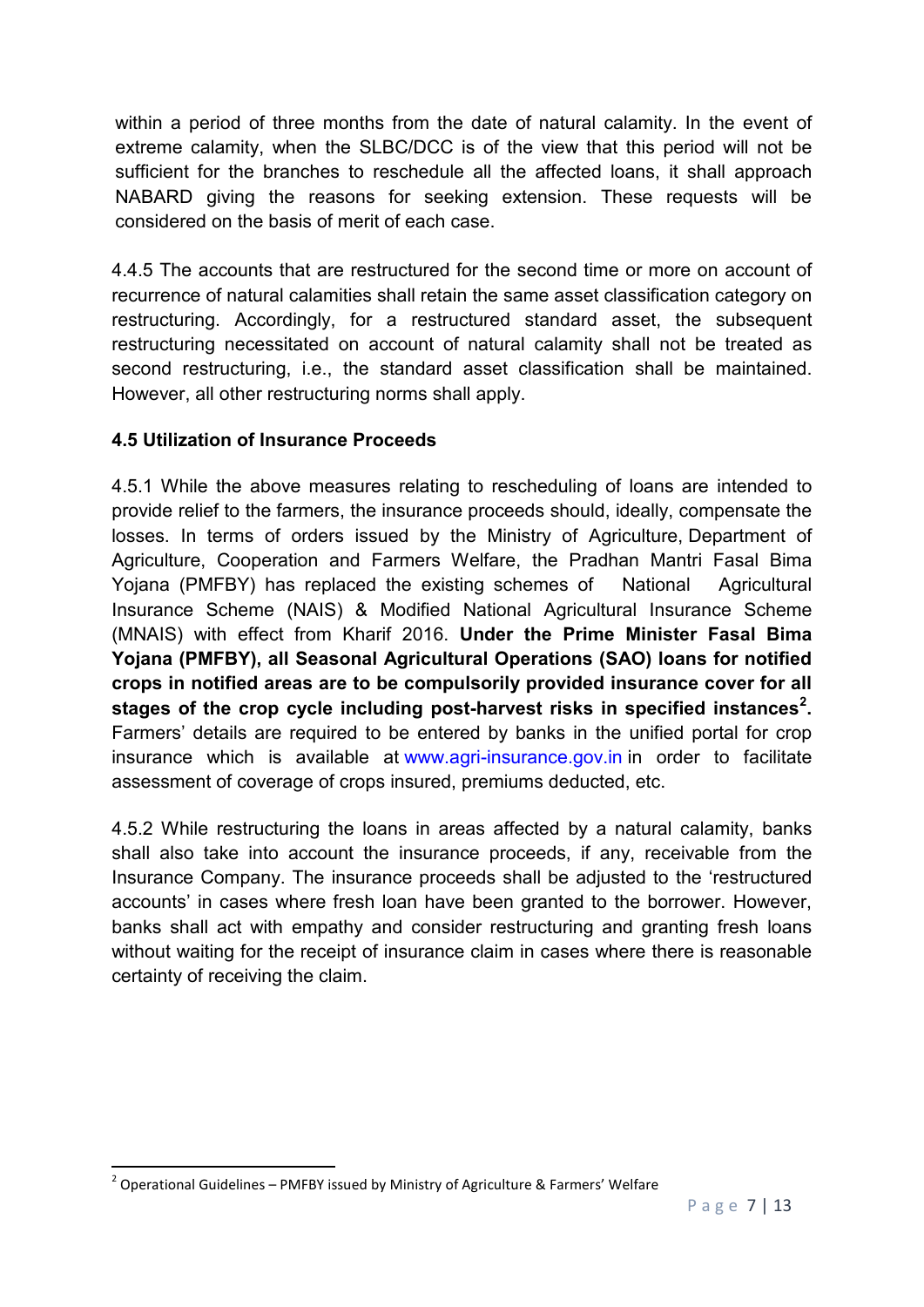within a period of three months from the date of natural calamity. In the event of extreme calamity, when the SLBC/DCC is of the view that this period will not be sufficient for the branches to reschedule all the affected loans, it shall approach NABARD giving the reasons for seeking extension. These requests will be considered on the basis of merit of each case.

4.4.5 The accounts that are restructured for the second time or more on account of recurrence of natural calamities shall retain the same asset classification category on restructuring. Accordingly, for a restructured standard asset, the subsequent restructuring necessitated on account of natural calamity shall not be treated as second restructuring, i.e., the standard asset classification shall be maintained. However, all other restructuring norms shall apply.

### 4.5 Utilization of Insurance Proceeds

4.5.1 While the above measures relating to rescheduling of loans are intended to provide relief to the farmers, the insurance proceeds should, ideally, compensate the losses. In terms of orders issued by the Ministry of Agriculture, Department of Agriculture, Cooperation and Farmers Welfare, the Pradhan Mantri Fasal Bima Yojana (PMFBY) has replaced the existing schemes of National Agricultural Insurance Scheme (NAIS) & Modified National Agricultural Insurance Scheme (MNAIS) with effect from Kharif 2016. **Under the Prime Minister Fasal Bima Yojana (PMFBY), all Seasonal Agricultural Operations (SAO) loans for notified crops in notified areas are to be compulsorily provided insurance cover for all stages of the crop cycle including post-harvest risks in specified instances[2].** Farmers' details are required to be entered by banks in the unified portal for crop insurance which is available at www.agri-insurance.gov.in in order to facilitate assessment of coverage of crops insured, premiums deducted, etc.

4.5.2 While restructuring the loans in areas affected by a natural calamity, banks shall also take into account the insurance proceeds, if any, receivable from the Insurance Company. The insurance proceeds shall be adjusted to the 'restructured accounts' in cases where fresh loan have been granted to the borrower. However, banks shall act with empathy and consider restructuring and granting fresh loans without waiting for the receipt of insurance claim in cases where there is reasonable certainty of receiving the claim.

---

[2] Operational Guidelines – PMFBY issued by Ministry of Agriculture & Farmers' Welfare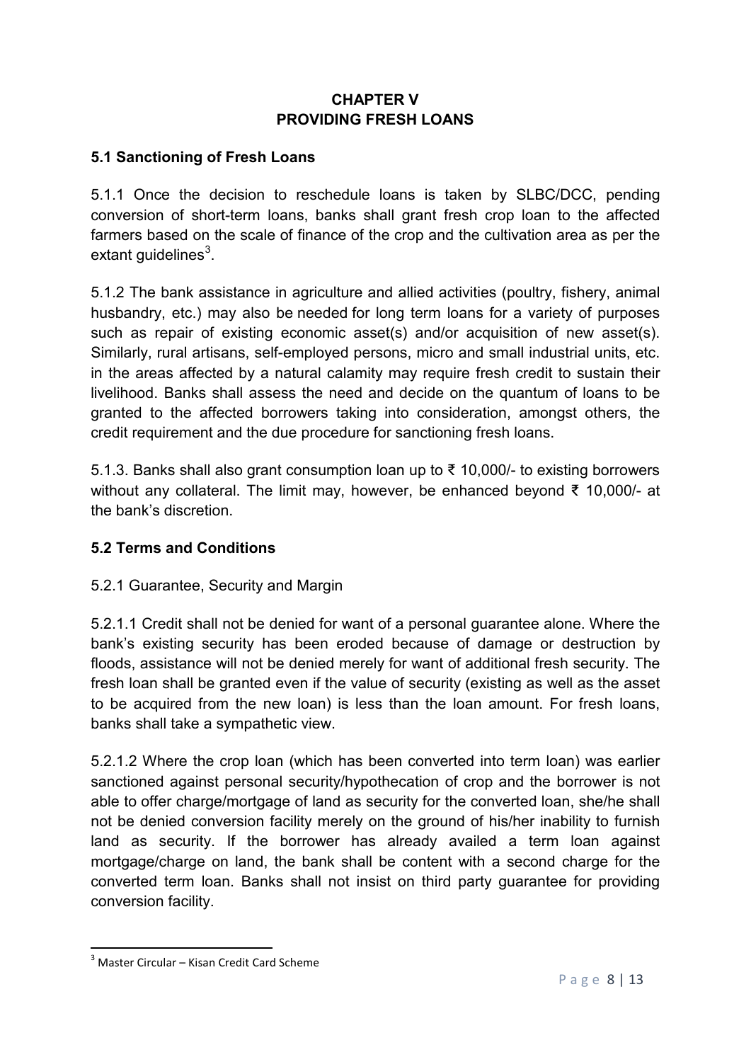# CHAPTER V
# PROVIDING FRESH LOANS

## 5.1 Sanctioning of Fresh Loans

5.1.1 Once the decision to reschedule loans is taken by SLBC/DCC, pending conversion of short-term loans, banks shall grant fresh crop loan to the affected farmers based on the scale of finance of the crop and the cultivation area as per the extant guidelines[3].

5.1.2 The bank assistance in agriculture and allied activities (poultry, fishery, animal husbandry, etc.) may also be needed for long term loans for a variety of purposes such as repair of existing economic asset(s) and/or acquisition of new asset(s). Similarly, rural artisans, self-employed persons, micro and small industrial units, etc. in the areas affected by a natural calamity may require fresh credit to sustain their livelihood. Banks shall assess the need and decide on the quantum of loans to be granted to the affected borrowers taking into consideration, amongst others, the credit requirement and the due procedure for sanctioning fresh loans.

5.1.3. Banks shall also grant consumption loan up to ₹ 10,000/- to existing borrowers without any collateral. The limit may, however, be enhanced beyond ₹ 10,000/- at the bank's discretion.

## 5.2 Terms and Conditions

5.2.1 Guarantee, Security and Margin

5.2.1.1 Credit shall not be denied for want of a personal guarantee alone. Where the bank's existing security has been eroded because of damage or destruction by floods, assistance will not be denied merely for want of additional fresh security. The fresh loan shall be granted even if the value of security (existing as well as the asset to be acquired from the new loan) is less than the loan amount. For fresh loans, banks shall take a sympathetic view.

5.2.1.2 Where the crop loan (which has been converted into term loan) was earlier sanctioned against personal security/hypothecation of crop and the borrower is not able to offer charge/mortgage of land as security for the converted loan, she/he shall not be denied conversion facility merely on the ground of his/her inability to furnish land as security. If the borrower has already availed a term loan against mortgage/charge on land, the bank shall be content with a second charge for the converted term loan. Banks shall not insist on third party guarantee for providing conversion facility.

---

[3] Master Circular – Kisan Credit Card Scheme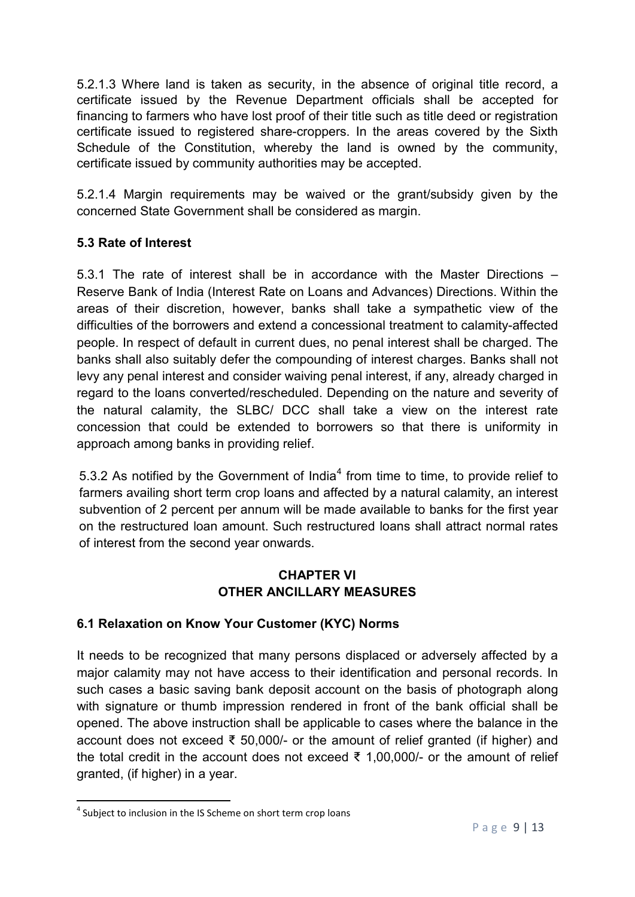5.2.1.3 Where land is taken as security, in the absence of original title record, a certificate issued by the Revenue Department officials shall be accepted for financing to farmers who have lost proof of their title such as title deed or registration certificate issued to registered share-croppers. In the areas covered by the Sixth Schedule of the Constitution, whereby the land is owned by the community, certificate issued by community authorities may be accepted.

5.2.1.4 Margin requirements may be waived or the grant/subsidy given by the concerned State Government shall be considered as margin.

### 5.3 Rate of Interest

5.3.1 The rate of interest shall be in accordance with the Master Directions – Reserve Bank of India (Interest Rate on Loans and Advances) Directions. Within the areas of their discretion, however, banks shall take a sympathetic view of the difficulties of the borrowers and extend a concessional treatment to calamity-affected people. In respect of default in current dues, no penal interest shall be charged. The banks shall also suitably defer the compounding of interest charges. Banks shall not levy any penal interest and consider waiving penal interest, if any, already charged in regard to the loans converted/rescheduled. Depending on the nature and severity of the natural calamity, the SLBC/ DCC shall take a view on the interest rate concession that could be extended to borrowers so that there is uniformity in approach among banks in providing relief.

5.3.2 As notified by the Government of India[4] from time to time, to provide relief to farmers availing short term crop loans and affected by a natural calamity, an interest subvention of 2 percent per annum will be made available to banks for the first year on the restructured loan amount. Such restructured loans shall attract normal rates of interest from the second year onwards.

## CHAPTER VI
## OTHER ANCILLARY MEASURES

### 6.1 Relaxation on Know Your Customer (KYC) Norms

It needs to be recognized that many persons displaced or adversely affected by a major calamity may not have access to their identification and personal records. In such cases a basic saving bank deposit account on the basis of photograph along with signature or thumb impression rendered in front of the bank official shall be opened. The above instruction shall be applicable to cases where the balance in the account does not exceed ₹ 50,000/- or the amount of relief granted (if higher) and the total credit in the account does not exceed ₹ 1,00,000/- or the amount of relief granted, (if higher) in a year.

[4] Subject to inclusion in the IS Scheme on short term crop loans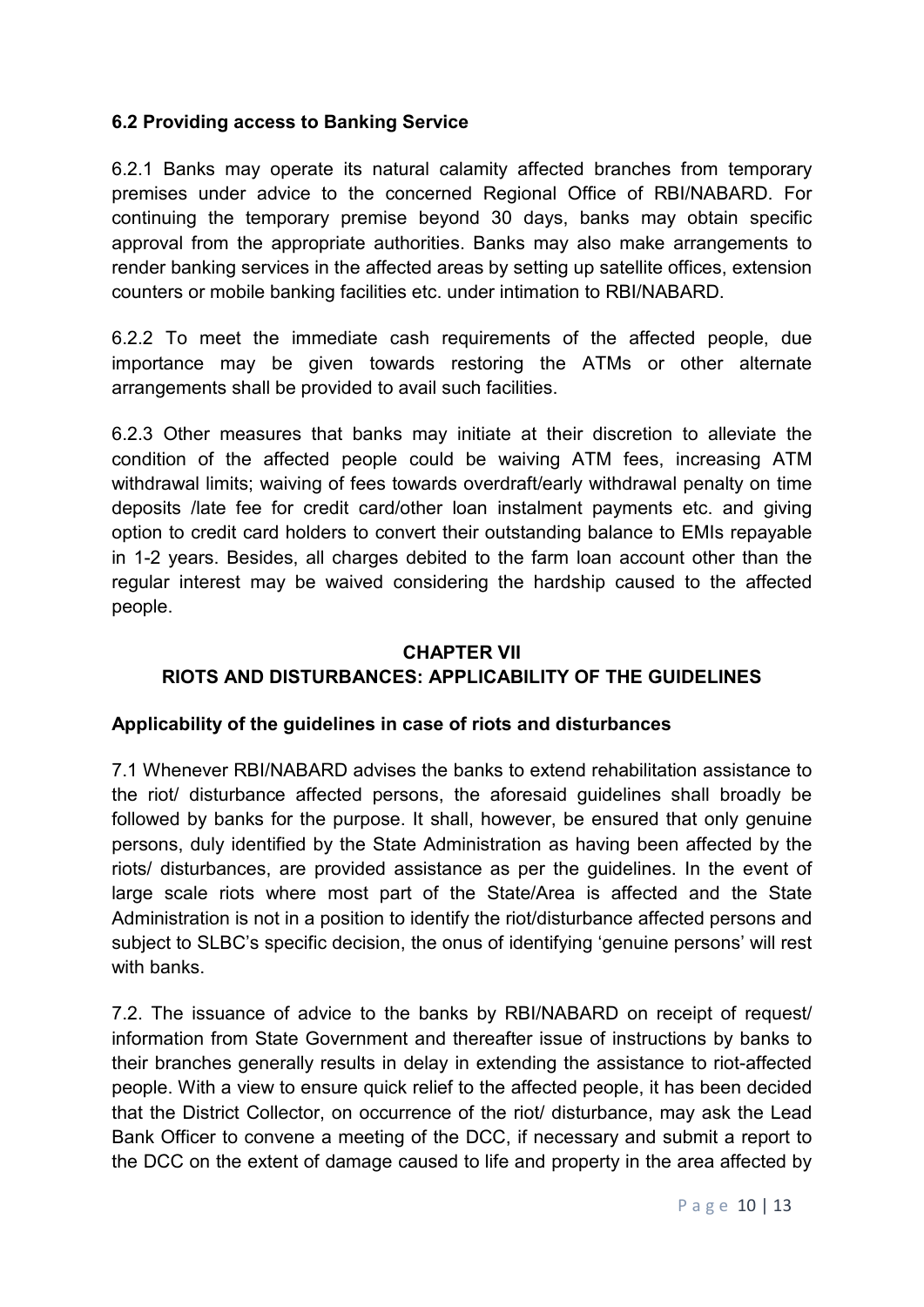### 6.2 Providing access to Banking Service

6.2.1 Banks may operate its natural calamity affected branches from temporary premises under advice to the concerned Regional Office of RBI/NABARD. For continuing the temporary premise beyond 30 days, banks may obtain specific approval from the appropriate authorities. Banks may also make arrangements to render banking services in the affected areas by setting up satellite offices, extension counters or mobile banking facilities etc. under intimation to RBI/NABARD.

6.2.2 To meet the immediate cash requirements of the affected people, due importance may be given towards restoring the ATMs or other alternate arrangements shall be provided to avail such facilities.

6.2.3 Other measures that banks may initiate at their discretion to alleviate the condition of the affected people could be waiving ATM fees, increasing ATM withdrawal limits; waiving of fees towards overdraft/early withdrawal penalty on time deposits /late fee for credit card/other loan instalment payments etc. and giving option to credit card holders to convert their outstanding balance to EMIs repayable in 1-2 years. Besides, all charges debited to the farm loan account other than the regular interest may be waived considering the hardship caused to the affected people.

## CHAPTER VII
## RIOTS AND DISTURBANCES: APPLICABILITY OF THE GUIDELINES

### Applicability of the guidelines in case of riots and disturbances

7.1 Whenever RBI/NABARD advises the banks to extend rehabilitation assistance to the riot/ disturbance affected persons, the aforesaid guidelines shall broadly be followed by banks for the purpose. It shall, however, be ensured that only genuine persons, duly identified by the State Administration as having been affected by the riots/ disturbances, are provided assistance as per the guidelines. In the event of large scale riots where most part of the State/Area is affected and the State Administration is not in a position to identify the riot/disturbance affected persons and subject to SLBC's specific decision, the onus of identifying 'genuine persons' will rest with banks.

7.2. The issuance of advice to the banks by RBI/NABARD on receipt of request/ information from State Government and thereafter issue of instructions by banks to their branches generally results in delay in extending the assistance to riot-affected people. With a view to ensure quick relief to the affected people, it has been decided that the District Collector, on occurrence of the riot/ disturbance, may ask the Lead Bank Officer to convene a meeting of the DCC, if necessary and submit a report to the DCC on the extent of damage caused to life and property in the area affected by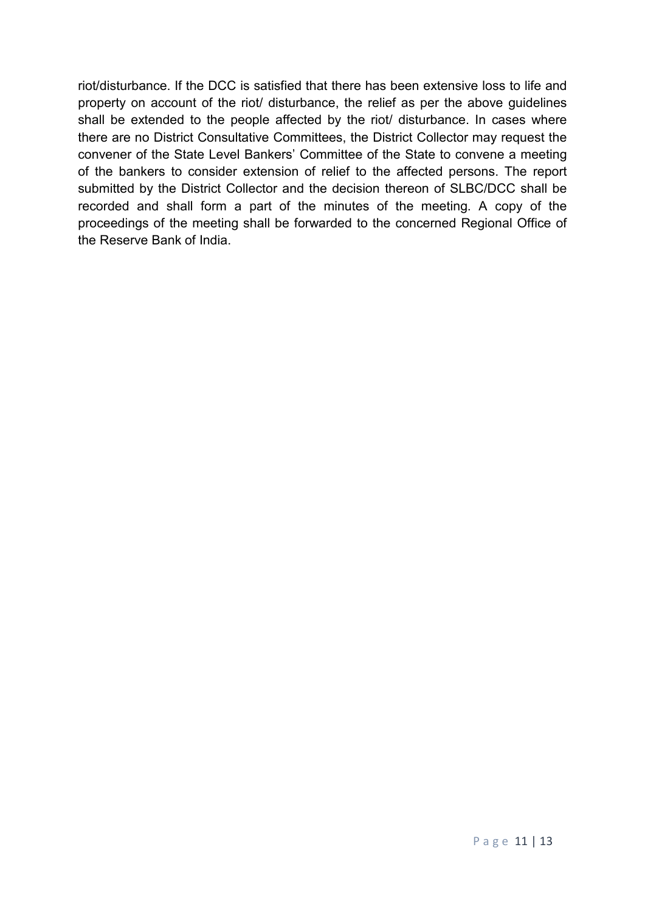riot/disturbance. If the DCC is satisfied that there has been extensive loss to life and property on account of the riot/ disturbance, the relief as per the above guidelines shall be extended to the people affected by the riot/ disturbance. In cases where there are no District Consultative Committees, the District Collector may request the convener of the State Level Bankers' Committee of the State to convene a meeting of the bankers to consider extension of relief to the affected persons. The report submitted by the District Collector and the decision thereon of SLBC/DCC shall be recorded and shall form a part of the minutes of the meeting. A copy of the proceedings of the meeting shall be forwarded to the concerned Regional Office of the Reserve Bank of India.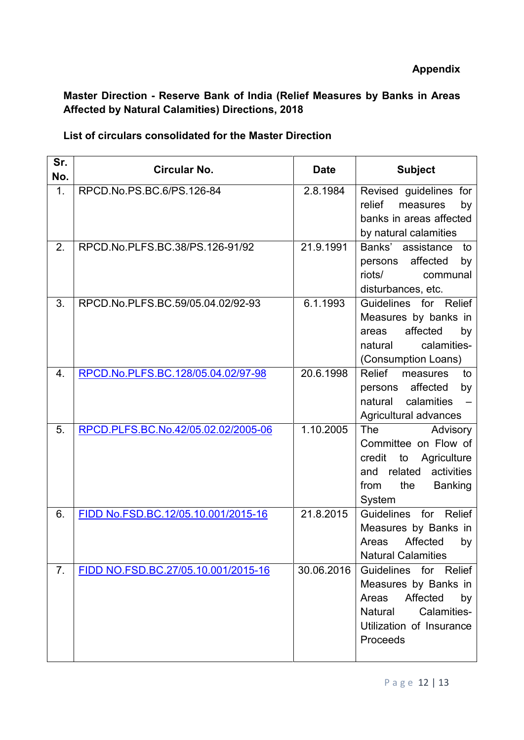**Appendix**

**Master Direction - Reserve Bank of India (Relief Measures by Banks in Areas Affected by Natural Calamities) Directions, 2018**

**List of circulars consolidated for the Master Direction**

| Sr. No. | Circular No. | Date | Subject |
|---|---|---|---|
| 1. | RPCD.No.PS.BC.6/PS.126-84 | 2.8.1984 | Revised guidelines for relief measures by banks in areas affected by natural calamities |
| 2. | RPCD.No.PLFS.BC.38/PS.126-91/92 | 21.9.1991 | Banks' assistance to persons affected by riots/ communal disturbances, etc. |
| 3. | RPCD.No.PLFS.BC.59/05.04.02/92-93 | 6.1.1993 | Guidelines for Relief Measures by banks in areas affected by natural calamities-(Consumption Loans) |
| 4. | RPCD.No.PLFS.BC.128/05.04.02/97-98 | 20.6.1998 | Relief measures to persons affected by natural calamities – Agricultural advances |
| 5. | RPCD.PLFS.BC.No.42/05.02.02/2005-06 | 1.10.2005 | The Advisory Committee on Flow of credit to Agriculture and related activities from the Banking System |
| 6. | FIDD No.FSD.BC.12/05.10.001/2015-16 | 21.8.2015 | Guidelines for Relief Measures by Banks in Areas Affected by Natural Calamities |
| 7. | FIDD NO.FSD.BC.27/05.10.001/2015-16 | 30.06.2016 | Guidelines for Relief Measures by Banks in Areas Affected by Natural Calamities-Utilization of Insurance Proceeds |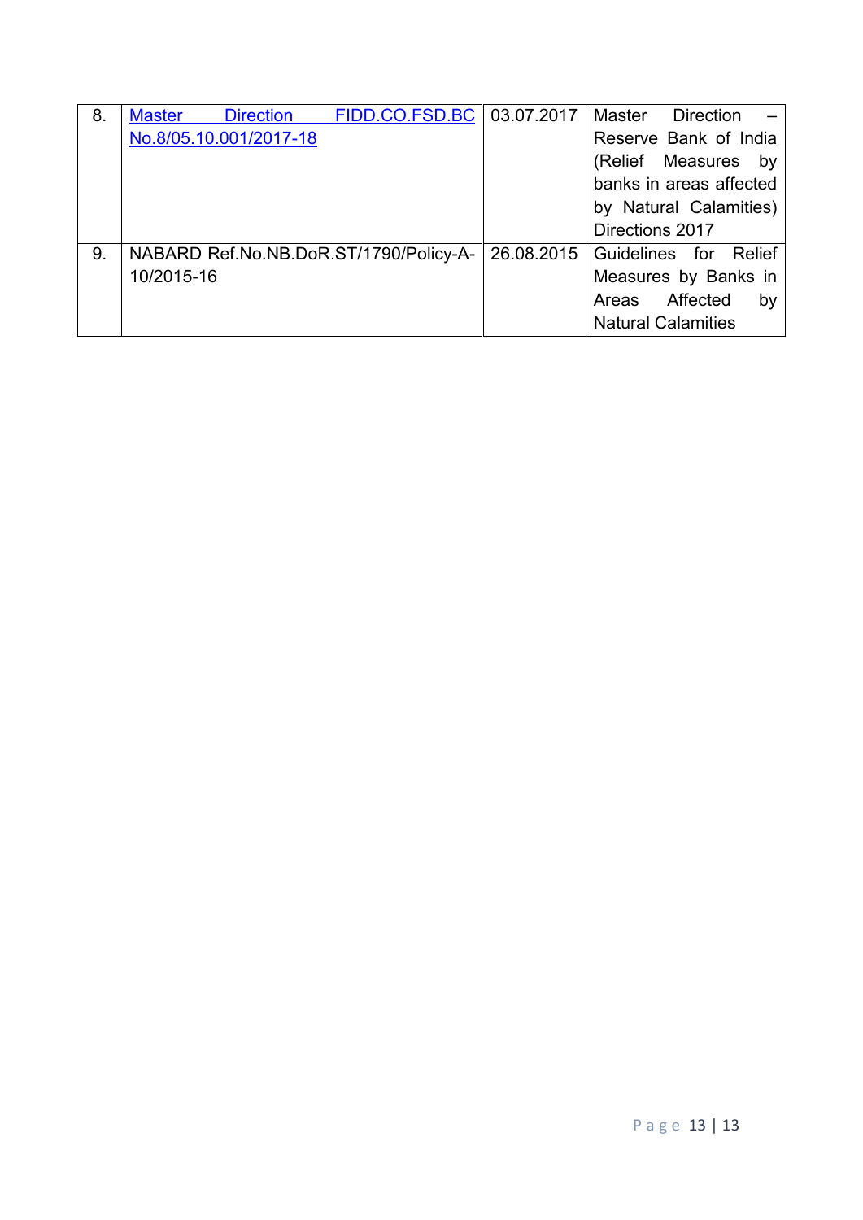| | | | |
|---|---|---|---|
| 8. | Master Direction FIDD.CO.FSD.BC No.8/05.10.001/2017-18 | 03.07.2017 | Master Direction – Reserve Bank of India (Relief Measures by banks in areas affected by Natural Calamities) Directions 2017 |
| 9. | NABARD Ref.No.NB.DoR.ST/1790/Policy-A-10/2015-16 | 26.08.2015 | Guidelines for Relief Measures by Banks in Areas Affected by Natural Calamities |